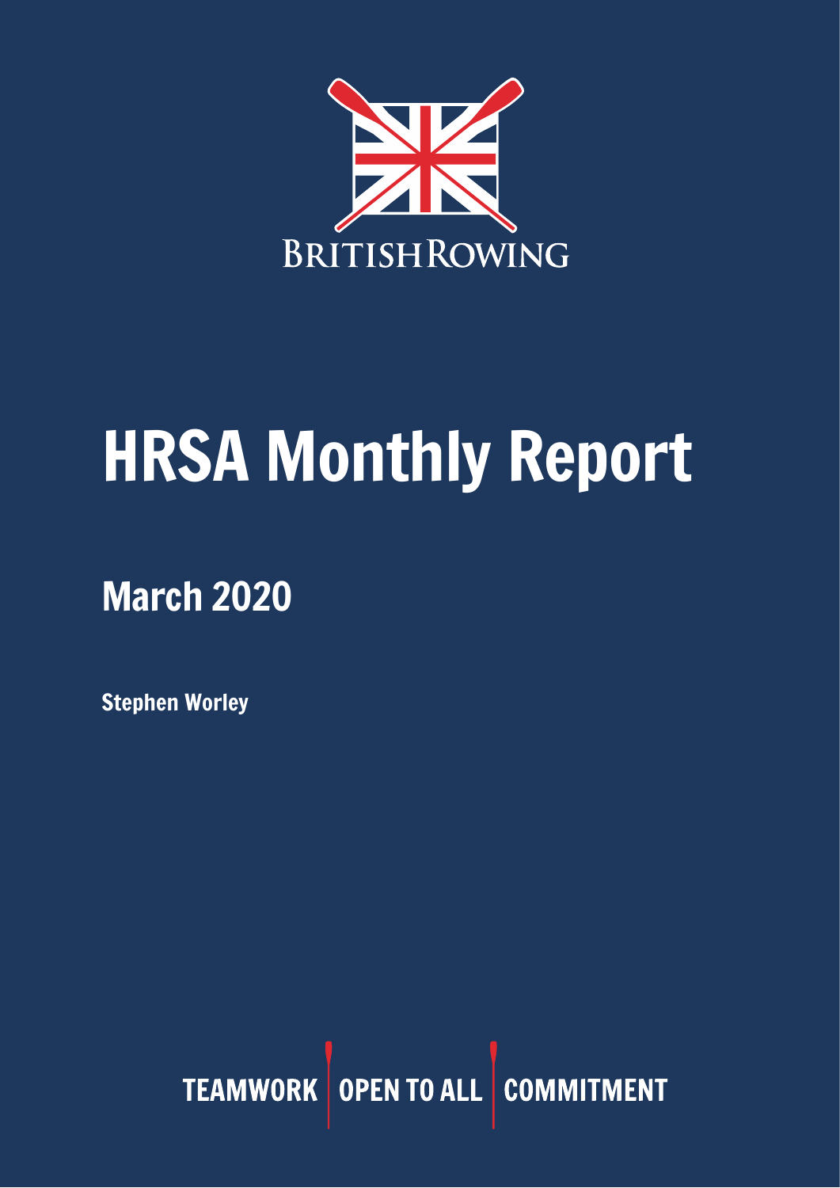BRITISHROWING

# HRSA Monthly Report

## March 2020

**Stephen Worley**

TEAMWORK | OPEN TO ALL | COMMITMENT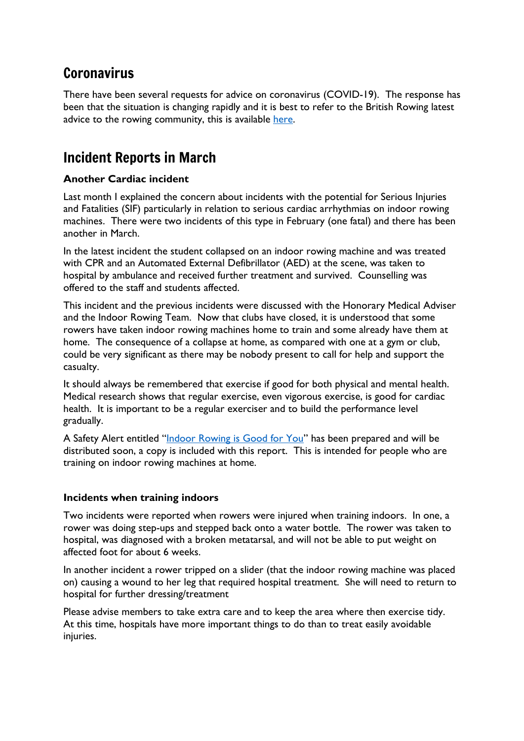## Coronavirus

There have been several requests for advice on coronavirus (COVID-19). The response has been that the situation is changing rapidly and it is best to refer to the British Rowing latest advice to the rowing community, this is available here.

## Incident Reports in March

### Another Cardiac incident

Last month I explained the concern about incidents with the potential for Serious Injuries and Fatalities (SIF) particularly in relation to serious cardiac arrhythmias on indoor rowing machines. There were two incidents of this type in February (one fatal) and there has been another in March.

In the latest incident the student collapsed on an indoor rowing machine and was treated with CPR and an Automated External Defibrillator (AED) at the scene, was taken to hospital by ambulance and received further treatment and survived. Counselling was offered to the staff and students affected.

This incident and the previous incidents were discussed with the Honorary Medical Adviser and the Indoor Rowing Team. Now that clubs have closed, it is understood that some rowers have taken indoor rowing machines home to train and some already have them at home. The consequence of a collapse at home, as compared with one at a gym or club, could be very significant as there may be nobody present to call for help and support the casualty.

It should always be remembered that exercise if good for both physical and mental health. Medical research shows that regular exercise, even vigorous exercise, is good for cardiac health. It is important to be a regular exerciser and to build the performance level gradually.

A Safety Alert entitled "Indoor Rowing is Good for You" has been prepared and will be distributed soon, a copy is included with this report. This is intended for people who are training on indoor rowing machines at home.

### Incidents when training indoors

Two incidents were reported when rowers were injured when training indoors. In one, a rower was doing step-ups and stepped back onto a water bottle. The rower was taken to hospital, was diagnosed with a broken metatarsal, and will not be able to put weight on affected foot for about 6 weeks.

In another incident a rower tripped on a slider (that the indoor rowing machine was placed on) causing a wound to her leg that required hospital treatment. She will need to return to hospital for further dressing/treatment

Please advise members to take extra care and to keep the area where then exercise tidy. At this time, hospitals have more important things to do than to treat easily avoidable injuries.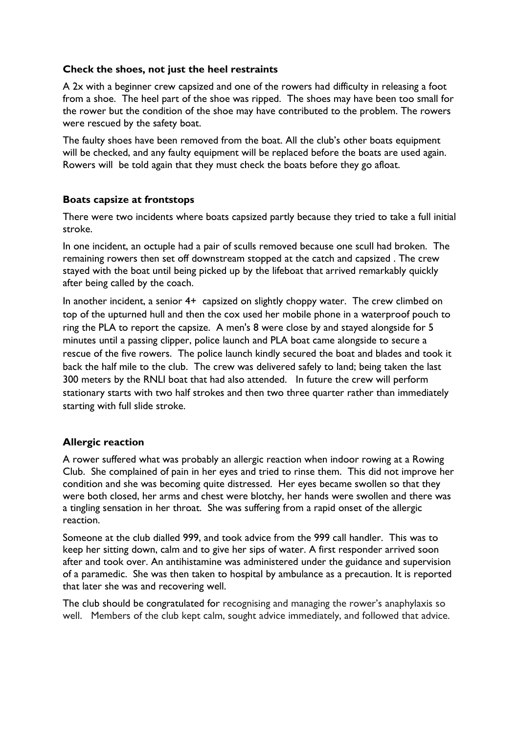### Check the shoes, not just the heel restraints

A 2x with a beginner crew capsized and one of the rowers had difficulty in releasing a foot from a shoe. The heel part of the shoe was ripped. The shoes may have been too small for the rower but the condition of the shoe may have contributed to the problem. The rowers were rescued by the safety boat.

The faulty shoes have been removed from the boat. All the club's other boats equipment will be checked, and any faulty equipment will be replaced before the boats are used again. Rowers will be told again that they must check the boats before they go afloat.

### Boats capsize at frontstops

There were two incidents where boats capsized partly because they tried to take a full initial stroke.

In one incident, an octuple had a pair of sculls removed because one scull had broken. The remaining rowers then set off downstream stopped at the catch and capsized . The crew stayed with the boat until being picked up by the lifeboat that arrived remarkably quickly after being called by the coach.

In another incident, a senior 4+ capsized on slightly choppy water. The crew climbed on top of the upturned hull and then the cox used her mobile phone in a waterproof pouch to ring the PLA to report the capsize. A men's 8 were close by and stayed alongside for 5 minutes until a passing clipper, police launch and PLA boat came alongside to secure a rescue of the five rowers. The police launch kindly secured the boat and blades and took it back the half mile to the club. The crew was delivered safely to land; being taken the last 300 meters by the RNLI boat that had also attended. In future the crew will perform stationary starts with two half strokes and then two three quarter rather than immediately starting with full slide stroke.

### Allergic reaction

A rower suffered what was probably an allergic reaction when indoor rowing at a Rowing Club. She complained of pain in her eyes and tried to rinse them. This did not improve her condition and she was becoming quite distressed. Her eyes became swollen so that they were both closed, her arms and chest were blotchy, her hands were swollen and there was a tingling sensation in her throat. She was suffering from a rapid onset of the allergic reaction.

Someone at the club dialled 999, and took advice from the 999 call handler. This was to keep her sitting down, calm and to give her sips of water. A first responder arrived soon after and took over. An antihistamine was administered under the guidance and supervision of a paramedic. She was then taken to hospital by ambulance as a precaution. It is reported that later she was and recovering well.

The club should be congratulated for recognising and managing the rower's anaphylaxis so well. Members of the club kept calm, sought advice immediately, and followed that advice.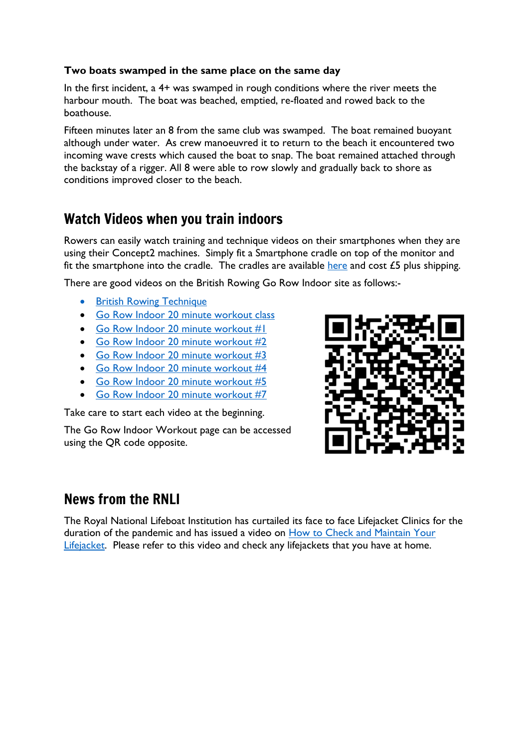**Two boats swamped in the same place on the same day**

In the first incident, a 4+ was swamped in rough conditions where the river meets the harbour mouth. The boat was beached, emptied, re-floated and rowed back to the boathouse.

Fifteen minutes later an 8 from the same club was swamped. The boat remained buoyant although under water. As crew manoeuvred it to return to the beach it encountered two incoming wave crests which caused the boat to snap. The boat remained attached through the backstay of a rigger. All 8 were able to row slowly and gradually back to shore as conditions improved closer to the beach.

## Watch Videos when you train indoors

Rowers can easily watch training and technique videos on their smartphones when they are using their Concept2 machines. Simply fit a Smartphone cradle on top of the monitor and fit the smartphone into the cradle. The cradles are available here and cost £5 plus shipping.

There are good videos on the British Rowing Go Row Indoor site as follows:-

- British Rowing Technique
- Go Row Indoor 20 minute workout class
- Go Row Indoor 20 minute workout #1
- Go Row Indoor 20 minute workout #2
- Go Row Indoor 20 minute workout #3
- Go Row Indoor 20 minute workout #4
- Go Row Indoor 20 minute workout #5
- Go Row Indoor 20 minute workout #7

Take care to start each video at the beginning.

The Go Row Indoor Workout page can be accessed using the QR code opposite.

## News from the RNLI

The Royal National Lifeboat Institution has curtailed its face to face Lifejacket Clinics for the duration of the pandemic and has issued a video on How to Check and Maintain Your Lifejacket. Please refer to this video and check any lifejackets that you have at home.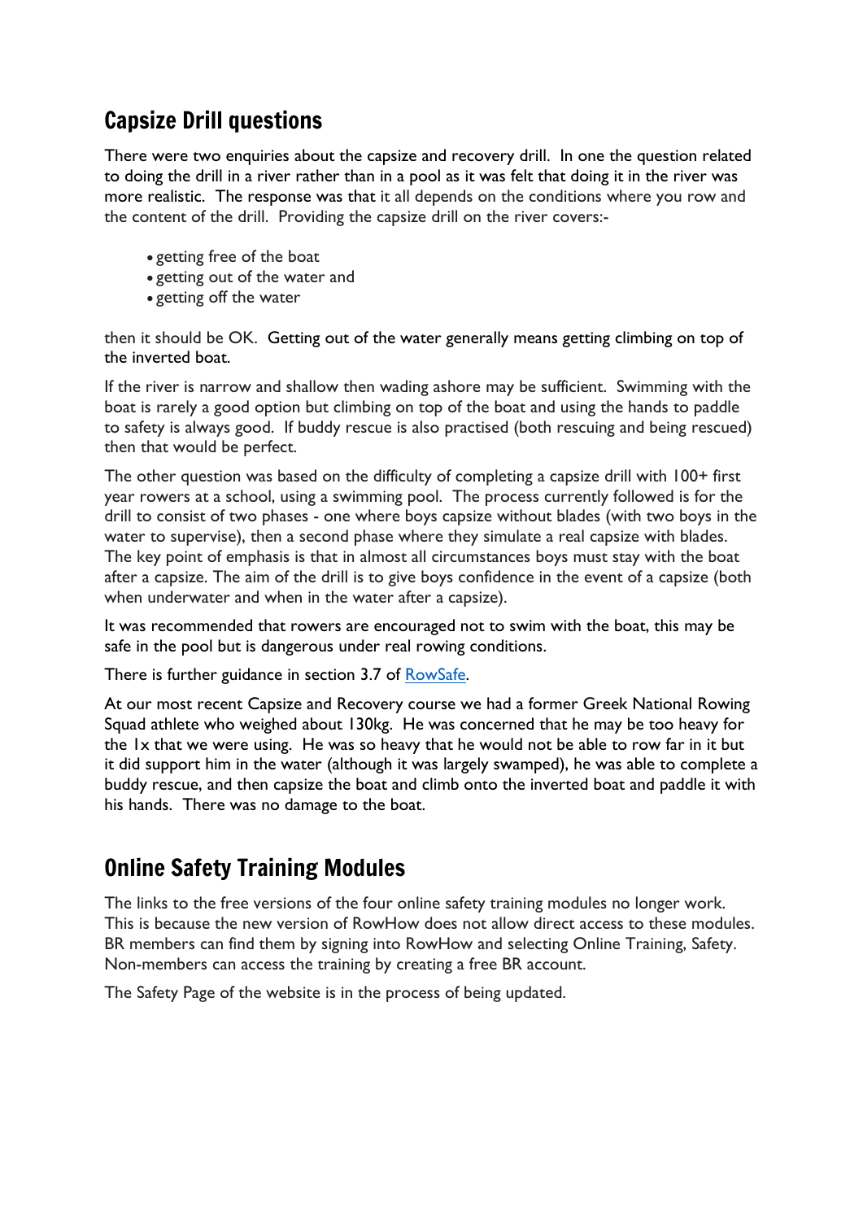## Capsize Drill questions

There were two enquiries about the capsize and recovery drill. In one the question related to doing the drill in a river rather than in a pool as it was felt that doing it in the river was more realistic. The response was that it all depends on the conditions where you row and the content of the drill. Providing the capsize drill on the river covers:-

- getting free of the boat
- getting out of the water and
- getting off the water

then it should be OK. Getting out of the water generally means getting climbing on top of the inverted boat.

If the river is narrow and shallow then wading ashore may be sufficient. Swimming with the boat is rarely a good option but climbing on top of the boat and using the hands to paddle to safety is always good. If buddy rescue is also practised (both rescuing and being rescued) then that would be perfect.

The other question was based on the difficulty of completing a capsize drill with 100+ first year rowers at a school, using a swimming pool. The process currently followed is for the drill to consist of two phases - one where boys capsize without blades (with two boys in the water to supervise), then a second phase where they simulate a real capsize with blades. The key point of emphasis is that in almost all circumstances boys must stay with the boat after a capsize. The aim of the drill is to give boys confidence in the event of a capsize (both when underwater and when in the water after a capsize).

It was recommended that rowers are encouraged not to swim with the boat, this may be safe in the pool but is dangerous under real rowing conditions.

There is further guidance in section 3.7 of RowSafe.

At our most recent Capsize and Recovery course we had a former Greek National Rowing Squad athlete who weighed about 130kg. He was concerned that he may be too heavy for the 1x that we were using. He was so heavy that he would not be able to row far in it but it did support him in the water (although it was largely swamped), he was able to complete a buddy rescue, and then capsize the boat and climb onto the inverted boat and paddle it with his hands. There was no damage to the boat.

## Online Safety Training Modules

The links to the free versions of the four online safety training modules no longer work. This is because the new version of RowHow does not allow direct access to these modules. BR members can find them by signing into RowHow and selecting Online Training, Safety. Non-members can access the training by creating a free BR account.

The Safety Page of the website is in the process of being updated.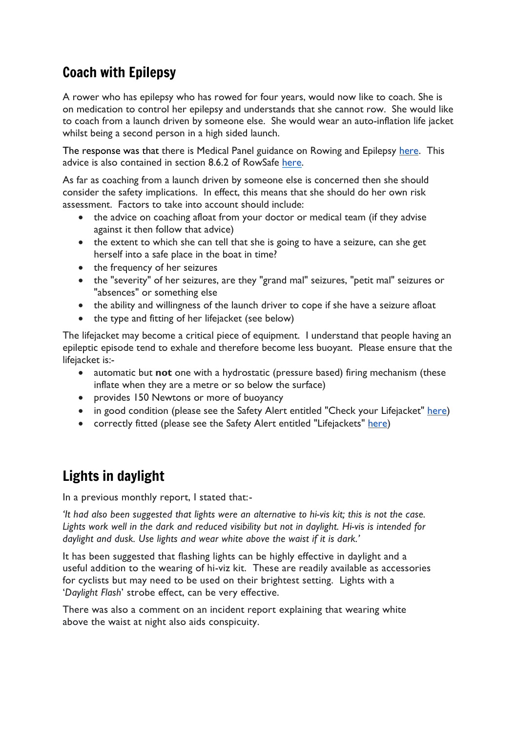## Coach with Epilepsy

A rower who has epilepsy who has rowed for four years, would now like to coach. She is on medication to control her epilepsy and understands that she cannot row. She would like to coach from a launch driven by someone else. She would wear an auto-inflation life jacket whilst being a second person in a high sided launch.

The response was that there is Medical Panel guidance on Rowing and Epilepsy here. This advice is also contained in section 8.6.2 of RowSafe here.

As far as coaching from a launch driven by someone else is concerned then she should consider the safety implications. In effect, this means that she should do her own risk assessment. Factors to take into account should include:

- the advice on coaching afloat from your doctor or medical team (if they advise against it then follow that advice)
- the extent to which she can tell that she is going to have a seizure, can she get herself into a safe place in the boat in time?
- the frequency of her seizures
- the "severity" of her seizures, are they "grand mal" seizures, "petit mal" seizures or "absences" or something else
- the ability and willingness of the launch driver to cope if she have a seizure afloat
- the type and fitting of her lifejacket (see below)

The lifejacket may become a critical piece of equipment. I understand that people having an epileptic episode tend to exhale and therefore become less buoyant. Please ensure that the lifejacket is:-

- automatic but **not** one with a hydrostatic (pressure based) firing mechanism (these inflate when they are a metre or so below the surface)
- provides 150 Newtons or more of buoyancy
- in good condition (please see the Safety Alert entitled "Check your Lifejacket" here)
- correctly fitted (please see the Safety Alert entitled "Lifejackets" here)

## Lights in daylight

In a previous monthly report, I stated that:-

*'It had also been suggested that lights were an alternative to hi-vis kit; this is not the case. Lights work well in the dark and reduced visibility but not in daylight. Hi-vis is intended for daylight and dusk. Use lights and wear white above the waist if it is dark.'*

It has been suggested that flashing lights can be highly effective in daylight and a useful addition to the wearing of hi-viz kit. These are readily available as accessories for cyclists but may need to be used on their brightest setting. Lights with a '*Daylight Flash*' strobe effect, can be very effective.

There was also a comment on an incident report explaining that wearing white above the waist at night also aids conspicuity.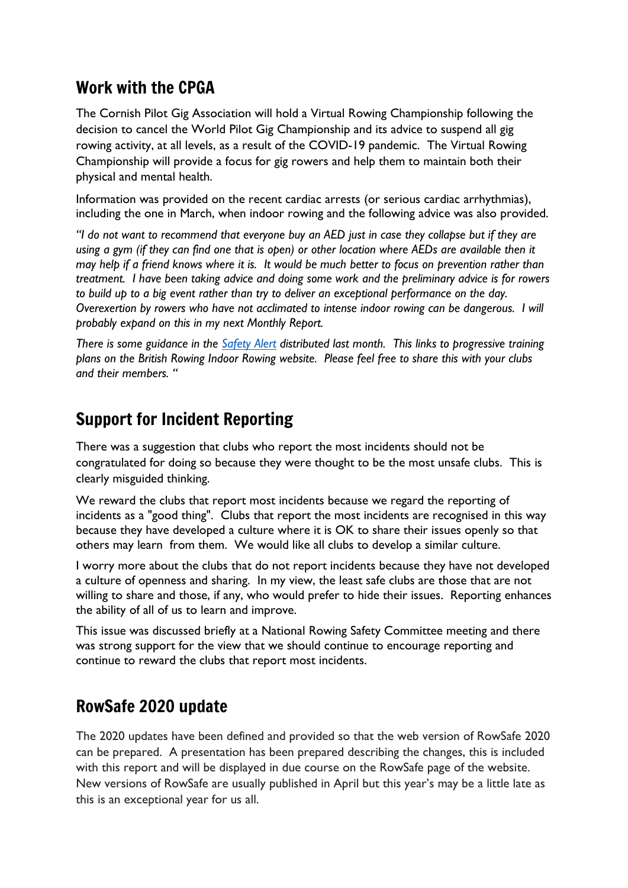## Work with the CPGA

The Cornish Pilot Gig Association will hold a Virtual Rowing Championship following the decision to cancel the World Pilot Gig Championship and its advice to suspend all gig rowing activity, at all levels, as a result of the COVID-19 pandemic. The Virtual Rowing Championship will provide a focus for gig rowers and help them to maintain both their physical and mental health.

Information was provided on the recent cardiac arrests (or serious cardiac arrhythmias), including the one in March, when indoor rowing and the following advice was also provided.

*"I do not want to recommend that everyone buy an AED just in case they collapse but if they are using a gym (if they can find one that is open) or other location where AEDs are available then it may help if a friend knows where it is. It would be much better to focus on prevention rather than treatment. I have been taking advice and doing some work and the preliminary advice is for rowers to build up to a big event rather than try to deliver an exceptional performance on the day. Overexertion by rowers who have not acclimated to intense indoor rowing can be dangerous. I will probably expand on this in my next Monthly Report.*

*There is some guidance in the Safety Alert distributed last month. This links to progressive training plans on the British Rowing Indoor Rowing website. Please feel free to share this with your clubs and their members. "*

## Support for Incident Reporting

There was a suggestion that clubs who report the most incidents should not be congratulated for doing so because they were thought to be the most unsafe clubs. This is clearly misguided thinking.

We reward the clubs that report most incidents because we regard the reporting of incidents as a "good thing". Clubs that report the most incidents are recognised in this way because they have developed a culture where it is OK to share their issues openly so that others may learn from them. We would like all clubs to develop a similar culture.

I worry more about the clubs that do not report incidents because they have not developed a culture of openness and sharing. In my view, the least safe clubs are those that are not willing to share and those, if any, who would prefer to hide their issues. Reporting enhances the ability of all of us to learn and improve.

This issue was discussed briefly at a National Rowing Safety Committee meeting and there was strong support for the view that we should continue to encourage reporting and continue to reward the clubs that report most incidents.

## RowSafe 2020 update

The 2020 updates have been defined and provided so that the web version of RowSafe 2020 can be prepared. A presentation has been prepared describing the changes, this is included with this report and will be displayed in due course on the RowSafe page of the website. New versions of RowSafe are usually published in April but this year's may be a little late as this is an exceptional year for us all.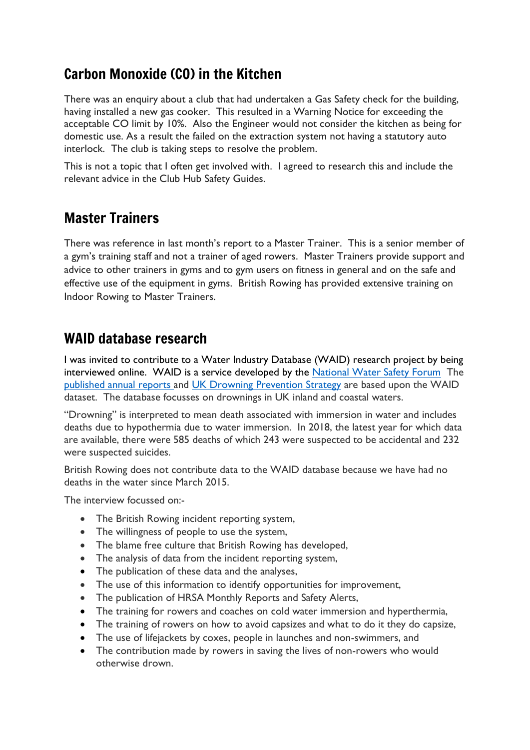## Carbon Monoxide (CO) in the Kitchen

There was an enquiry about a club that had undertaken a Gas Safety check for the building, having installed a new gas cooker. This resulted in a Warning Notice for exceeding the acceptable CO limit by 10%. Also the Engineer would not consider the kitchen as being for domestic use. As a result the failed on the extraction system not having a statutory auto interlock. The club is taking steps to resolve the problem.

This is not a topic that I often get involved with. I agreed to research this and include the relevant advice in the Club Hub Safety Guides.

## Master Trainers

There was reference in last month's report to a Master Trainer. This is a senior member of a gym's training staff and not a trainer of aged rowers. Master Trainers provide support and advice to other trainers in gyms and to gym users on fitness in general and on the safe and effective use of the equipment in gyms. British Rowing has provided extensive training on Indoor Rowing to Master Trainers.

## WAID database research

I was invited to contribute to a Water Industry Database (WAID) research project by being interviewed online. WAID is a service developed by the National Water Safety Forum The published annual reports and UK Drowning Prevention Strategy are based upon the WAID dataset. The database focusses on drownings in UK inland and coastal waters.

"Drowning" is interpreted to mean death associated with immersion in water and includes deaths due to hypothermia due to water immersion. In 2018, the latest year for which data are available, there were 585 deaths of which 243 were suspected to be accidental and 232 were suspected suicides.

British Rowing does not contribute data to the WAID database because we have had no deaths in the water since March 2015.

The interview focussed on:-

- The British Rowing incident reporting system,
- The willingness of people to use the system,
- The blame free culture that British Rowing has developed,
- The analysis of data from the incident reporting system,
- The publication of these data and the analyses,
- The use of this information to identify opportunities for improvement,
- The publication of HRSA Monthly Reports and Safety Alerts,
- The training for rowers and coaches on cold water immersion and hyperthermia,
- The training of rowers on how to avoid capsizes and what to do it they do capsize,
- The use of lifejackets by coxes, people in launches and non-swimmers, and
- The contribution made by rowers in saving the lives of non-rowers who would otherwise drown.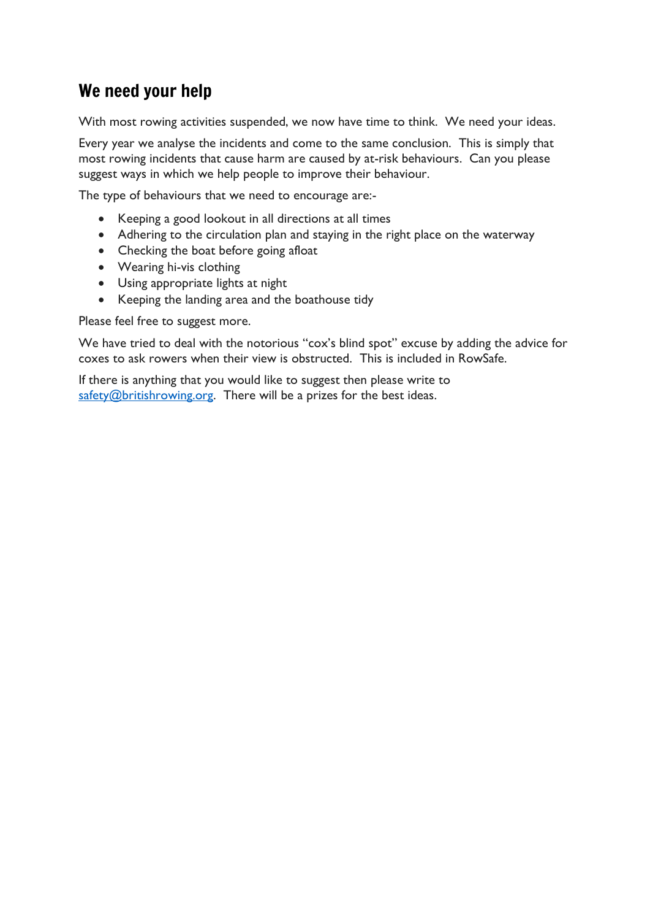## We need your help

With most rowing activities suspended, we now have time to think. We need your ideas.

Every year we analyse the incidents and come to the same conclusion. This is simply that most rowing incidents that cause harm are caused by at-risk behaviours. Can you please suggest ways in which we help people to improve their behaviour.

The type of behaviours that we need to encourage are:-

- Keeping a good lookout in all directions at all times
- Adhering to the circulation plan and staying in the right place on the waterway
- Checking the boat before going afloat
- Wearing hi-vis clothing
- Using appropriate lights at night
- Keeping the landing area and the boathouse tidy

Please feel free to suggest more.

We have tried to deal with the notorious "cox's blind spot" excuse by adding the advice for coxes to ask rowers when their view is obstructed. This is included in RowSafe.

If there is anything that you would like to suggest then please write to [safety@britishrowing.org](mailto:safety@britishrowing.org). There will be a prizes for the best ideas.